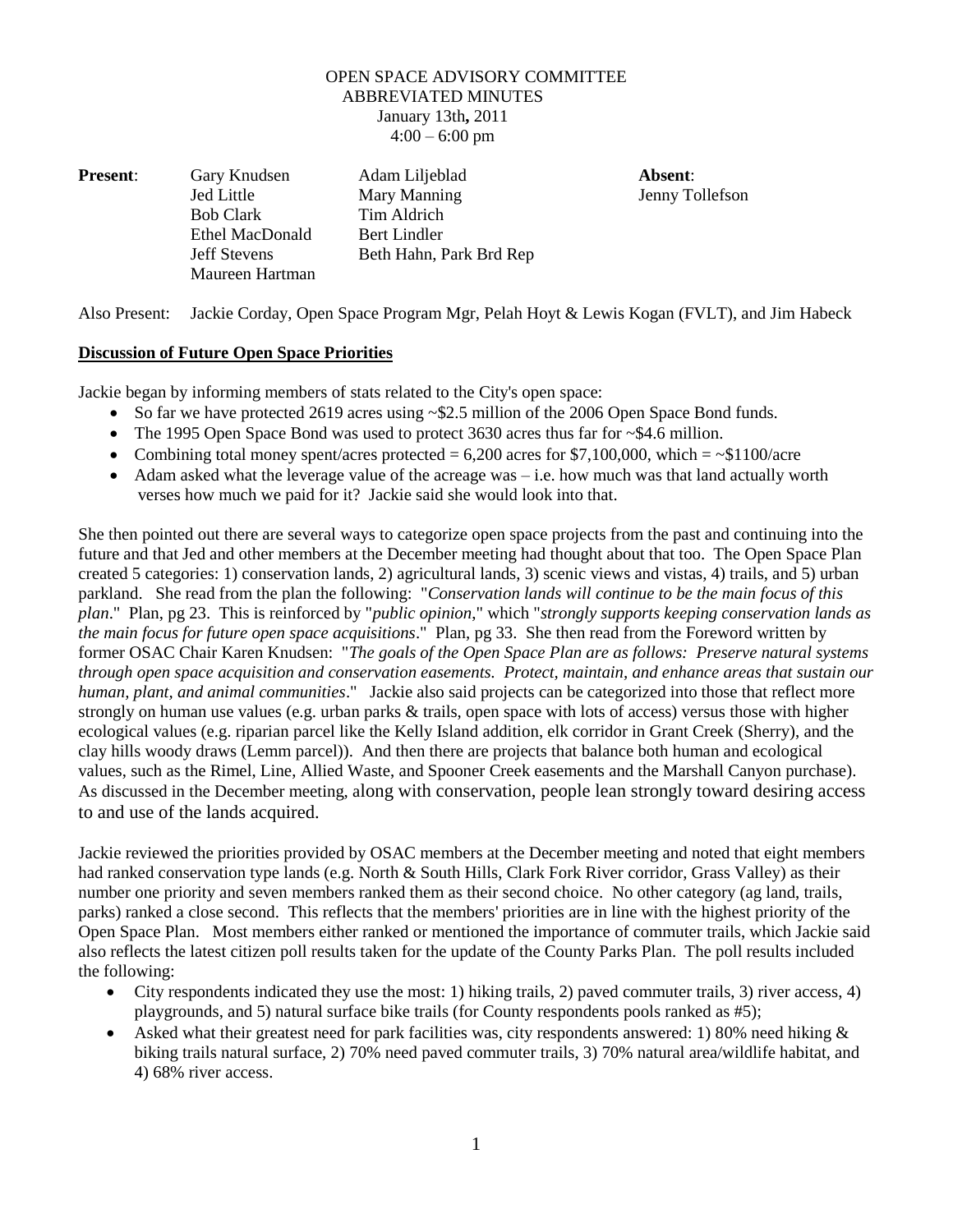OPEN SPACE ADVISORY COMMITTEE
ABBREVIATED MINUTES
January 13th**,** 2011
4:00 – 6:00 pm

| | | | |
|---|---|---|---|
| **Present**: | Gary Knudsen | Adam Liljeblad | **Absent**: |
| | Jed Little | Mary Manning | Jenny Tollefson |
| | Bob Clark | Tim Aldrich | |
| | Ethel MacDonald | Bert Lindler | |
| | Jeff Stevens | Beth Hahn, Park Brd Rep | |
| | Maureen Hartman | | |

Also Present: Jackie Corday, Open Space Program Mgr, Pelah Hoyt & Lewis Kogan (FVLT), and Jim Habeck

**Discussion of Future Open Space Priorities**

Jackie began by informing members of stats related to the City's open space:

- So far we have protected 2619 acres using ~$2.5 million of the 2006 Open Space Bond funds.
- The 1995 Open Space Bond was used to protect 3630 acres thus far for ~$4.6 million.
- Combining total money spent/acres protected = 6,200 acres for $7,100,000, which = ~$1100/acre
- Adam asked what the leverage value of the acreage was – i.e. how much was that land actually worth verses how much we paid for it? Jackie said she would look into that.

She then pointed out there are several ways to categorize open space projects from the past and continuing into the future and that Jed and other members at the December meeting had thought about that too. The Open Space Plan created 5 categories: 1) conservation lands, 2) agricultural lands, 3) scenic views and vistas, 4) trails, and 5) urban parkland. She read from the plan the following: "*Conservation lands will continue to be the main focus of this plan*." Plan, pg 23. This is reinforced by "*public opinion*," which "*strongly supports keeping conservation lands as the main focus for future open space acquisitions*." Plan, pg 33. She then read from the Foreword written by former OSAC Chair Karen Knudsen: "*The goals of the Open Space Plan are as follows: Preserve natural systems through open space acquisition and conservation easements. Protect, maintain, and enhance areas that sustain our human, plant, and animal communities*." Jackie also said projects can be categorized into those that reflect more strongly on human use values (e.g. urban parks & trails, open space with lots of access) versus those with higher ecological values (e.g. riparian parcel like the Kelly Island addition, elk corridor in Grant Creek (Sherry), and the clay hills woody draws (Lemm parcel)). And then there are projects that balance both human and ecological values, such as the Rimel, Line, Allied Waste, and Spooner Creek easements and the Marshall Canyon purchase). As discussed in the December meeting, along with conservation, people lean strongly toward desiring access to and use of the lands acquired.

Jackie reviewed the priorities provided by OSAC members at the December meeting and noted that eight members had ranked conservation type lands (e.g. North & South Hills, Clark Fork River corridor, Grass Valley) as their number one priority and seven members ranked them as their second choice. No other category (ag land, trails, parks) ranked a close second. This reflects that the members' priorities are in line with the highest priority of the Open Space Plan. Most members either ranked or mentioned the importance of commuter trails, which Jackie said also reflects the latest citizen poll results taken for the update of the County Parks Plan. The poll results included the following:

- City respondents indicated they use the most: 1) hiking trails, 2) paved commuter trails, 3) river access, 4) playgrounds, and 5) natural surface bike trails (for County respondents pools ranked as #5);
- Asked what their greatest need for park facilities was, city respondents answered: 1) 80% need hiking & biking trails natural surface, 2) 70% need paved commuter trails, 3) 70% natural area/wildlife habitat, and 4) 68% river access.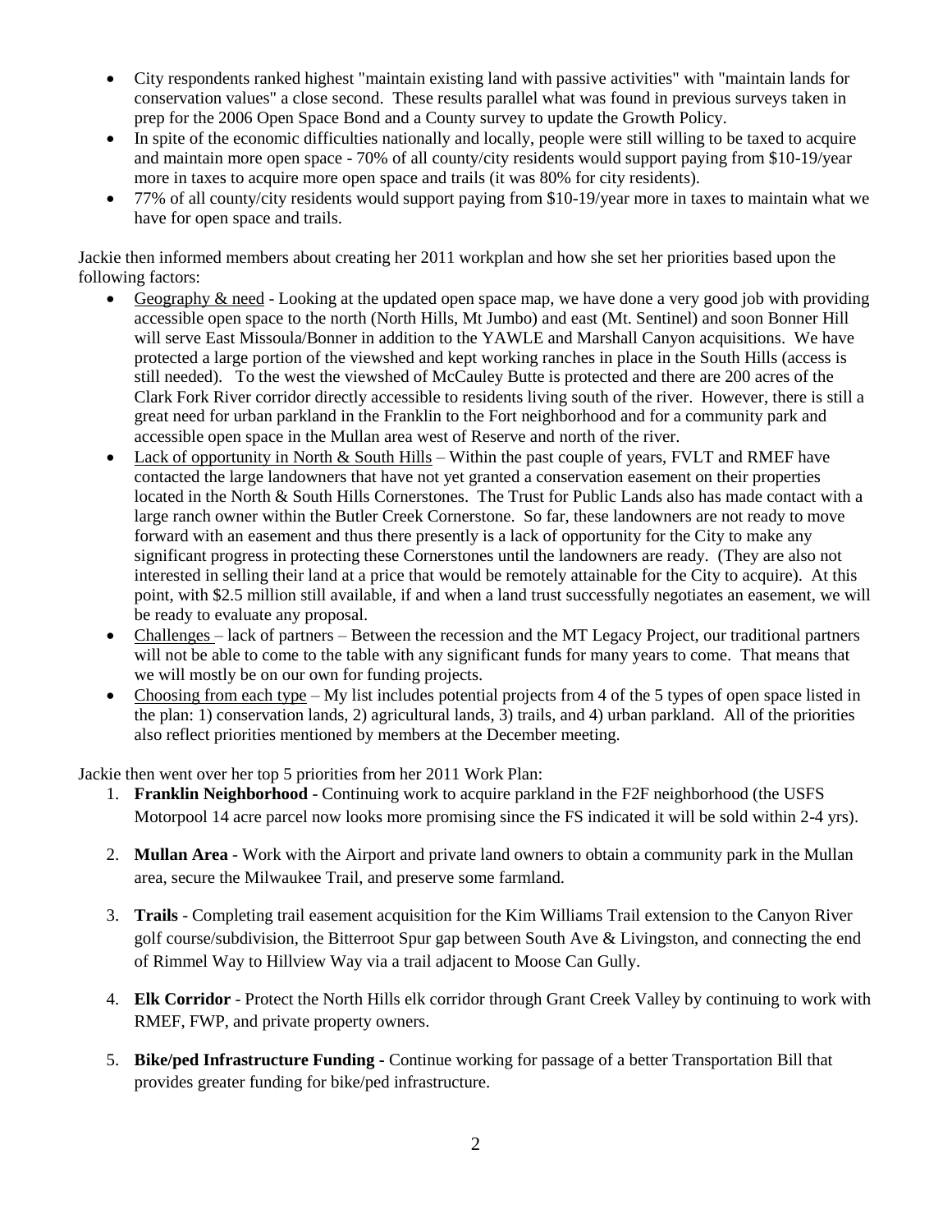- City respondents ranked highest "maintain existing land with passive activities" with "maintain lands for conservation values" a close second. These results parallel what was found in previous surveys taken in prep for the 2006 Open Space Bond and a County survey to update the Growth Policy.
- In spite of the economic difficulties nationally and locally, people were still willing to be taxed to acquire and maintain more open space - 70% of all county/city residents would support paying from $10-19/year more in taxes to acquire more open space and trails (it was 80% for city residents).
- 77% of all county/city residents would support paying from $10-19/year more in taxes to maintain what we have for open space and trails.

Jackie then informed members about creating her 2011 workplan and how she set her priorities based upon the following factors:

- Geography & need - Looking at the updated open space map, we have done a very good job with providing accessible open space to the north (North Hills, Mt Jumbo) and east (Mt. Sentinel) and soon Bonner Hill will serve East Missoula/Bonner in addition to the YAWLE and Marshall Canyon acquisitions. We have protected a large portion of the viewshed and kept working ranches in place in the South Hills (access is still needed). To the west the viewshed of McCauley Butte is protected and there are 200 acres of the Clark Fork River corridor directly accessible to residents living south of the river. However, there is still a great need for urban parkland in the Franklin to the Fort neighborhood and for a community park and accessible open space in the Mullan area west of Reserve and north of the river.
- Lack of opportunity in North & South Hills – Within the past couple of years, FVLT and RMEF have contacted the large landowners that have not yet granted a conservation easement on their properties located in the North & South Hills Cornerstones. The Trust for Public Lands also has made contact with a large ranch owner within the Butler Creek Cornerstone. So far, these landowners are not ready to move forward with an easement and thus there presently is a lack of opportunity for the City to make any significant progress in protecting these Cornerstones until the landowners are ready. (They are also not interested in selling their land at a price that would be remotely attainable for the City to acquire). At this point, with $2.5 million still available, if and when a land trust successfully negotiates an easement, we will be ready to evaluate any proposal.
- Challenges – lack of partners – Between the recession and the MT Legacy Project, our traditional partners will not be able to come to the table with any significant funds for many years to come. That means that we will mostly be on our own for funding projects.
- Choosing from each type – My list includes potential projects from 4 of the 5 types of open space listed in the plan: 1) conservation lands, 2) agricultural lands, 3) trails, and 4) urban parkland. All of the priorities also reflect priorities mentioned by members at the December meeting.

Jackie then went over her top 5 priorities from her 2011 Work Plan:

1. **Franklin Neighborhood** - Continuing work to acquire parkland in the F2F neighborhood (the USFS Motorpool 14 acre parcel now looks more promising since the FS indicated it will be sold within 2-4 yrs).

2. **Mullan Area** - Work with the Airport and private land owners to obtain a community park in the Mullan area, secure the Milwaukee Trail, and preserve some farmland.

3. **Trails** - Completing trail easement acquisition for the Kim Williams Trail extension to the Canyon River golf course/subdivision, the Bitterroot Spur gap between South Ave & Livingston, and connecting the end of Rimmel Way to Hillview Way via a trail adjacent to Moose Can Gully.

4. **Elk Corridor** - Protect the North Hills elk corridor through Grant Creek Valley by continuing to work with RMEF, FWP, and private property owners.

5. **Bike/ped Infrastructure Funding** - Continue working for passage of a better Transportation Bill that provides greater funding for bike/ped infrastructure.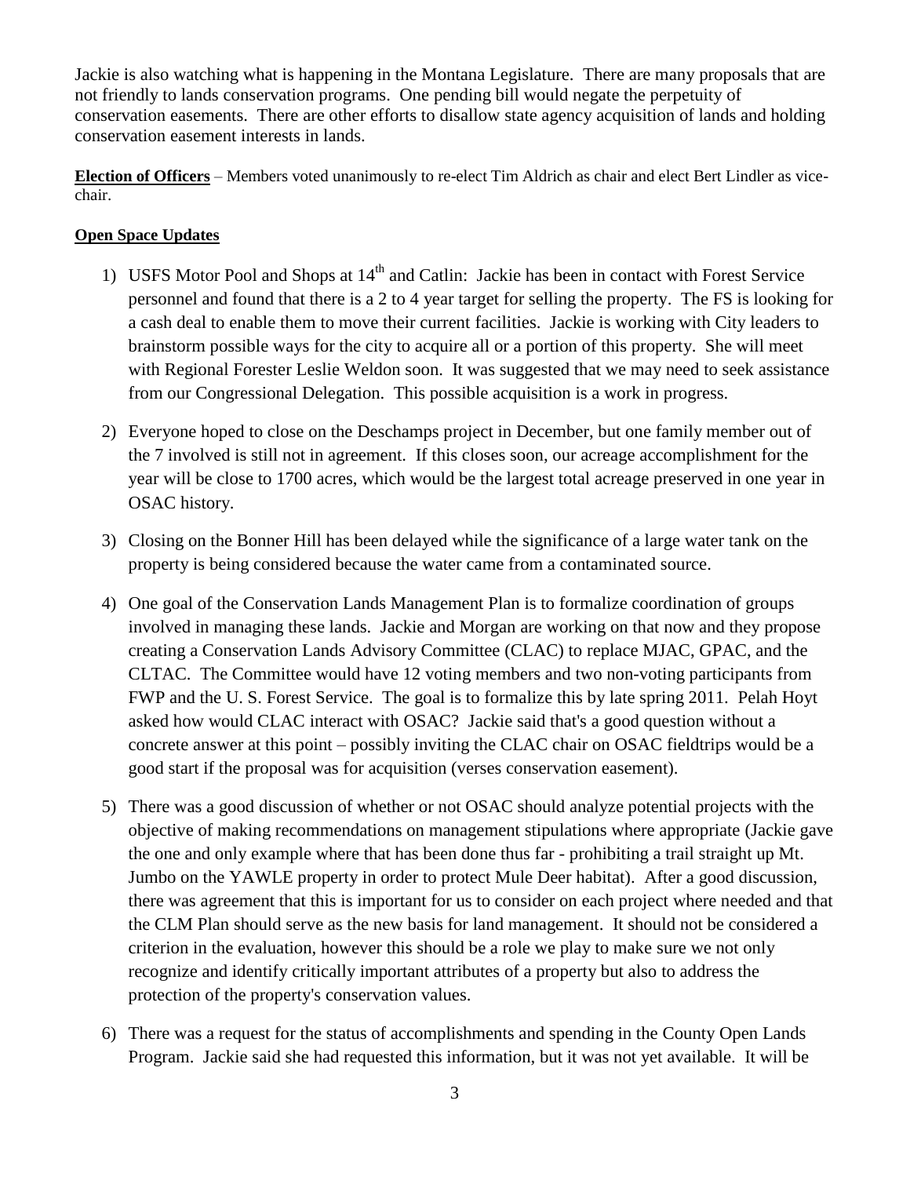Jackie is also watching what is happening in the Montana Legislature. There are many proposals that are not friendly to lands conservation programs. One pending bill would negate the perpetuity of conservation easements. There are other efforts to disallow state agency acquisition of lands and holding conservation easement interests in lands.

**Election of Officers** – Members voted unanimously to re-elect Tim Aldrich as chair and elect Bert Lindler as vice-chair.

**Open Space Updates**

1) USFS Motor Pool and Shops at 14th and Catlin: Jackie has been in contact with Forest Service personnel and found that there is a 2 to 4 year target for selling the property. The FS is looking for a cash deal to enable them to move their current facilities. Jackie is working with City leaders to brainstorm possible ways for the city to acquire all or a portion of this property. She will meet with Regional Forester Leslie Weldon soon. It was suggested that we may need to seek assistance from our Congressional Delegation. This possible acquisition is a work in progress.

2) Everyone hoped to close on the Deschamps project in December, but one family member out of the 7 involved is still not in agreement. If this closes soon, our acreage accomplishment for the year will be close to 1700 acres, which would be the largest total acreage preserved in one year in OSAC history.

3) Closing on the Bonner Hill has been delayed while the significance of a large water tank on the property is being considered because the water came from a contaminated source.

4) One goal of the Conservation Lands Management Plan is to formalize coordination of groups involved in managing these lands. Jackie and Morgan are working on that now and they propose creating a Conservation Lands Advisory Committee (CLAC) to replace MJAC, GPAC, and the CLTAC. The Committee would have 12 voting members and two non-voting participants from FWP and the U. S. Forest Service. The goal is to formalize this by late spring 2011. Pelah Hoyt asked how would CLAC interact with OSAC? Jackie said that's a good question without a concrete answer at this point – possibly inviting the CLAC chair on OSAC fieldtrips would be a good start if the proposal was for acquisition (verses conservation easement).

5) There was a good discussion of whether or not OSAC should analyze potential projects with the objective of making recommendations on management stipulations where appropriate (Jackie gave the one and only example where that has been done thus far - prohibiting a trail straight up Mt. Jumbo on the YAWLE property in order to protect Mule Deer habitat). After a good discussion, there was agreement that this is important for us to consider on each project where needed and that the CLM Plan should serve as the new basis for land management. It should not be considered a criterion in the evaluation, however this should be a role we play to make sure we not only recognize and identify critically important attributes of a property but also to address the protection of the property's conservation values.

6) There was a request for the status of accomplishments and spending in the County Open Lands Program. Jackie said she had requested this information, but it was not yet available. It will be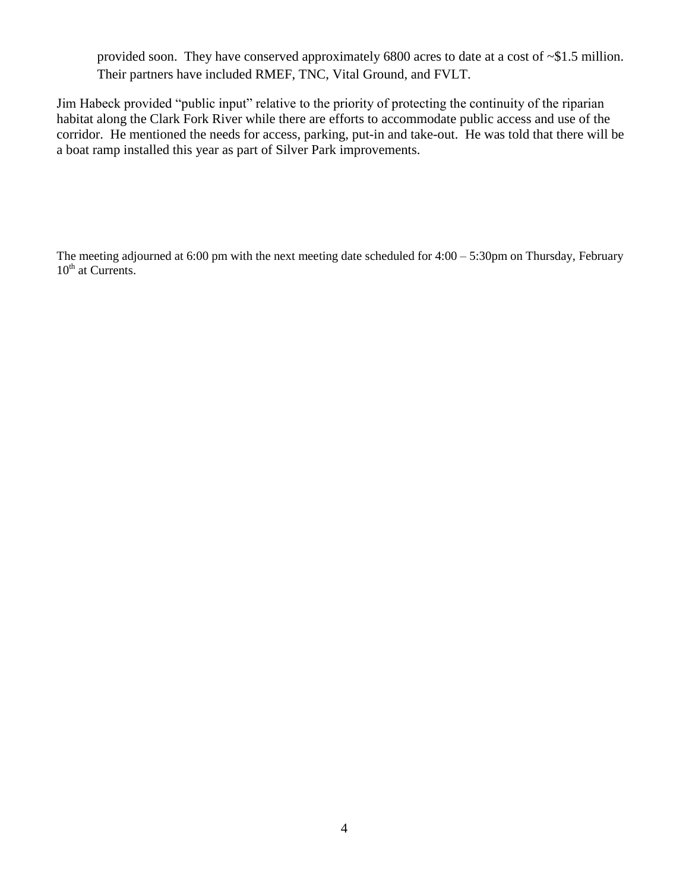provided soon. They have conserved approximately 6800 acres to date at a cost of ~$1.5 million. Their partners have included RMEF, TNC, Vital Ground, and FVLT.

Jim Habeck provided "public input" relative to the priority of protecting the continuity of the riparian habitat along the Clark Fork River while there are efforts to accommodate public access and use of the corridor. He mentioned the needs for access, parking, put-in and take-out. He was told that there will be a boat ramp installed this year as part of Silver Park improvements.

The meeting adjourned at 6:00 pm with the next meeting date scheduled for 4:00 – 5:30pm on Thursday, February 10th at Currents.